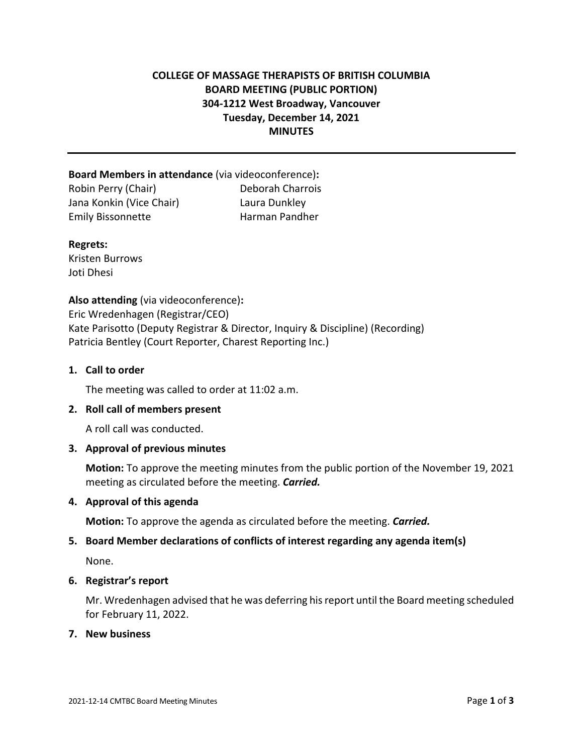# COLLEGE OF MASSAGE THERAPISTS OF BRITISH COLUMBIA
## BOARD MEETING (PUBLIC PORTION)
## 304-1212 West Broadway, Vancouver
## Tuesday, December 14, 2021
## MINUTES

---

**Board Members in attendance** (via videoconference)**:**

Robin Perry (Chair)
Jana Konkin (Vice Chair)
Emily Bissonnette
Deborah Charrois
Laura Dunkley
Harman Pandher

**Regrets:**

Kristen Burrows
Joti Dhesi

**Also attending** (via videoconference)**:**

Eric Wredenhagen (Registrar/CEO)
Kate Parisotto (Deputy Registrar & Director, Inquiry & Discipline) (Recording)
Patricia Bentley (Court Reporter, Charest Reporting Inc.)

1. **Call to order**

   The meeting was called to order at 11:02 a.m.

2. **Roll call of members present**

   A roll call was conducted.

3. **Approval of previous minutes**

   **Motion:** To approve the meeting minutes from the public portion of the November 19, 2021 meeting as circulated before the meeting. ***Carried.***

4. **Approval of this agenda**

   **Motion:** To approve the agenda as circulated before the meeting. ***Carried.***

5. **Board Member declarations of conflicts of interest regarding any agenda item(s)**

   None.

6. **Registrar's report**

   Mr. Wredenhagen advised that he was deferring his report until the Board meeting scheduled for February 11, 2022.

7. **New business**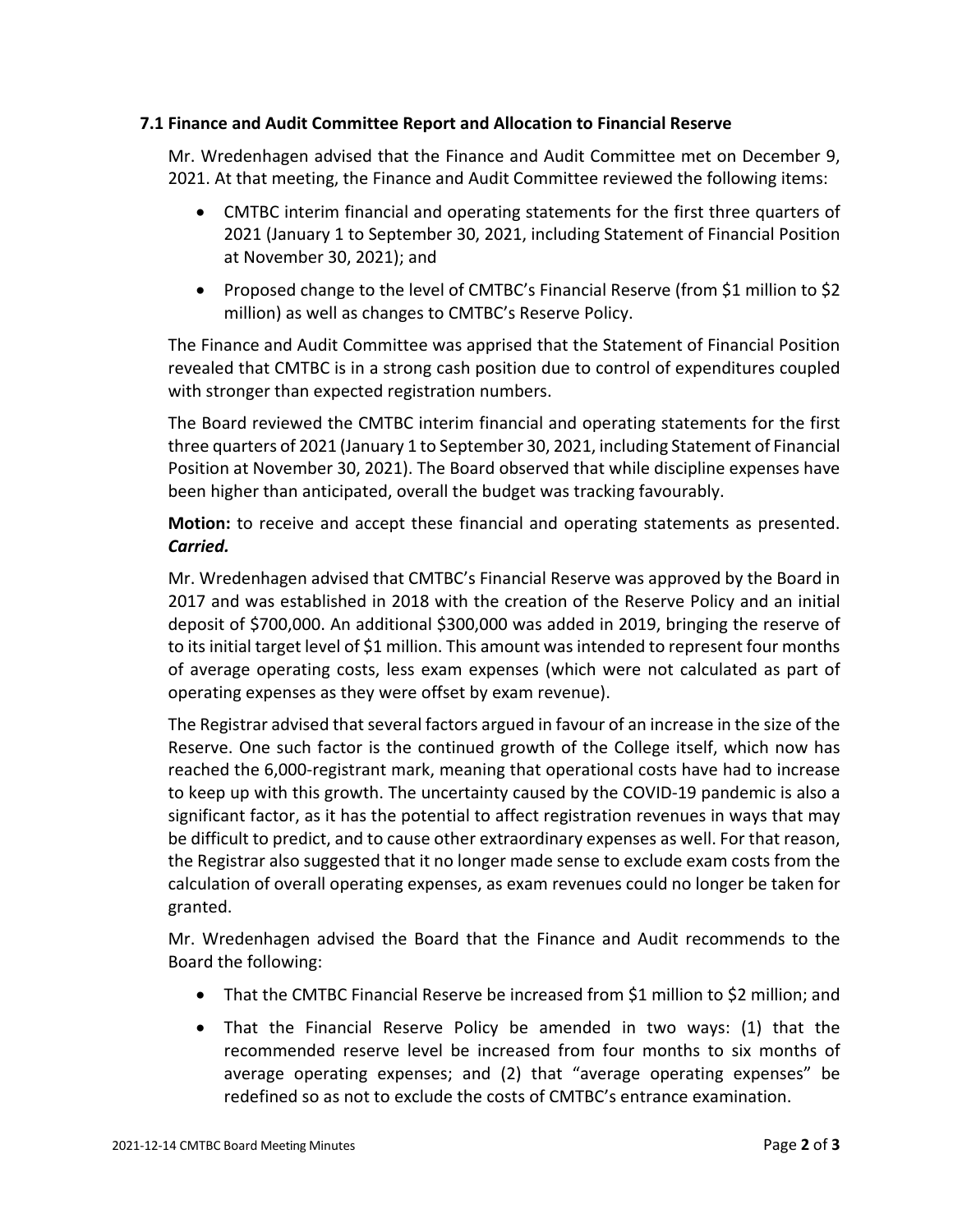### 7.1 Finance and Audit Committee Report and Allocation to Financial Reserve

Mr. Wredenhagen advised that the Finance and Audit Committee met on December 9, 2021. At that meeting, the Finance and Audit Committee reviewed the following items:

- CMTBC interim financial and operating statements for the first three quarters of 2021 (January 1 to September 30, 2021, including Statement of Financial Position at November 30, 2021); and
- Proposed change to the level of CMTBC's Financial Reserve (from $1 million to $2 million) as well as changes to CMTBC's Reserve Policy.

The Finance and Audit Committee was apprised that the Statement of Financial Position revealed that CMTBC is in a strong cash position due to control of expenditures coupled with stronger than expected registration numbers.

The Board reviewed the CMTBC interim financial and operating statements for the first three quarters of 2021 (January 1 to September 30, 2021, including Statement of Financial Position at November 30, 2021). The Board observed that while discipline expenses have been higher than anticipated, overall the budget was tracking favourably.

**Motion:** to receive and accept these financial and operating statements as presented. ***Carried.***

Mr. Wredenhagen advised that CMTBC's Financial Reserve was approved by the Board in 2017 and was established in 2018 with the creation of the Reserve Policy and an initial deposit of $700,000. An additional $300,000 was added in 2019, bringing the reserve of to its initial target level of $1 million. This amount was intended to represent four months of average operating costs, less exam expenses (which were not calculated as part of operating expenses as they were offset by exam revenue).

The Registrar advised that several factors argued in favour of an increase in the size of the Reserve. One such factor is the continued growth of the College itself, which now has reached the 6,000-registrant mark, meaning that operational costs have had to increase to keep up with this growth. The uncertainty caused by the COVID-19 pandemic is also a significant factor, as it has the potential to affect registration revenues in ways that may be difficult to predict, and to cause other extraordinary expenses as well. For that reason, the Registrar also suggested that it no longer made sense to exclude exam costs from the calculation of overall operating expenses, as exam revenues could no longer be taken for granted.

Mr. Wredenhagen advised the Board that the Finance and Audit recommends to the Board the following:

- That the CMTBC Financial Reserve be increased from $1 million to $2 million; and
- That the Financial Reserve Policy be amended in two ways: (1) that the recommended reserve level be increased from four months to six months of average operating expenses; and (2) that "average operating expenses" be redefined so as not to exclude the costs of CMTBC's entrance examination.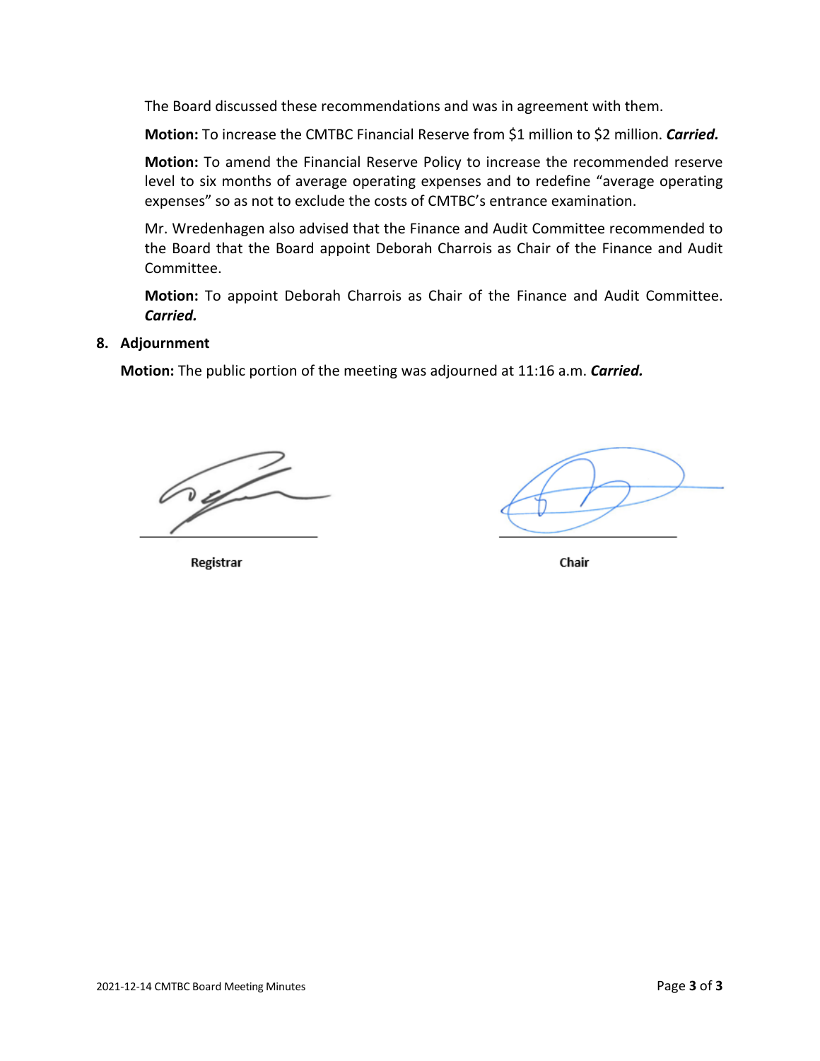The Board discussed these recommendations and was in agreement with them.

**Motion:** To increase the CMTBC Financial Reserve from $1 million to $2 million. ***Carried.***

**Motion:** To amend the Financial Reserve Policy to increase the recommended reserve level to six months of average operating expenses and to redefine "average operating expenses" so as not to exclude the costs of CMTBC's entrance examination.

Mr. Wredenhagen also advised that the Finance and Audit Committee recommended to the Board that the Board appoint Deborah Charrois as Chair of the Finance and Audit Committee.

**Motion:** To appoint Deborah Charrois as Chair of the Finance and Audit Committee. ***Carried.***

## 8. Adjournment

**Motion:** The public portion of the meeting was adjourned at 11:16 a.m. ***Carried.***

Registrar

Chair